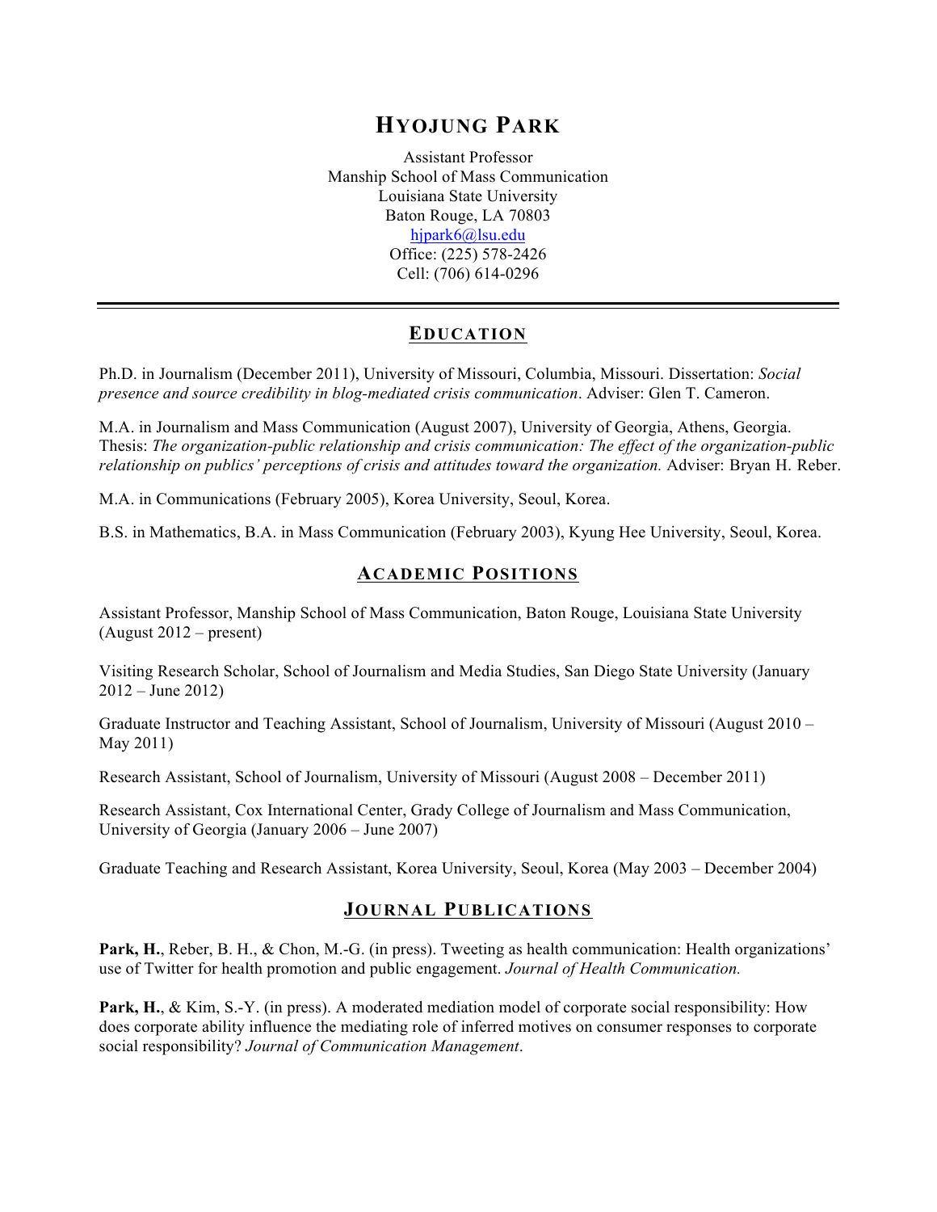# HYOJUNG PARK

Assistant Professor
Manship School of Mass Communication
Louisiana State University
Baton Rouge, LA 70803
hjpark6@lsu.edu
Office: (225) 578-2426
Cell: (706) 614-0296

---

## EDUCATION

Ph.D. in Journalism (December 2011), University of Missouri, Columbia, Missouri. Dissertation: *Social presence and source credibility in blog-mediated crisis communication*. Adviser: Glen T. Cameron.

M.A. in Journalism and Mass Communication (August 2007), University of Georgia, Athens, Georgia. Thesis: *The organization-public relationship and crisis communication: The effect of the organization-public relationship on publics' perceptions of crisis and attitudes toward the organization.* Adviser: Bryan H. Reber.

M.A. in Communications (February 2005), Korea University, Seoul, Korea.

B.S. in Mathematics, B.A. in Mass Communication (February 2003), Kyung Hee University, Seoul, Korea.

## ACADEMIC POSITIONS

Assistant Professor, Manship School of Mass Communication, Baton Rouge, Louisiana State University (August 2012 – present)

Visiting Research Scholar, School of Journalism and Media Studies, San Diego State University (January 2012 – June 2012)

Graduate Instructor and Teaching Assistant, School of Journalism, University of Missouri (August 2010 – May 2011)

Research Assistant, School of Journalism, University of Missouri (August 2008 – December 2011)

Research Assistant, Cox International Center, Grady College of Journalism and Mass Communication, University of Georgia (January 2006 – June 2007)

Graduate Teaching and Research Assistant, Korea University, Seoul, Korea (May 2003 – December 2004)

## JOURNAL PUBLICATIONS

**Park, H.**, Reber, B. H., & Chon, M.-G. (in press). Tweeting as health communication: Health organizations' use of Twitter for health promotion and public engagement. *Journal of Health Communication.*

**Park, H.**, & Kim, S.-Y. (in press). A moderated mediation model of corporate social responsibility: How does corporate ability influence the mediating role of inferred motives on consumer responses to corporate social responsibility? *Journal of Communication Management*.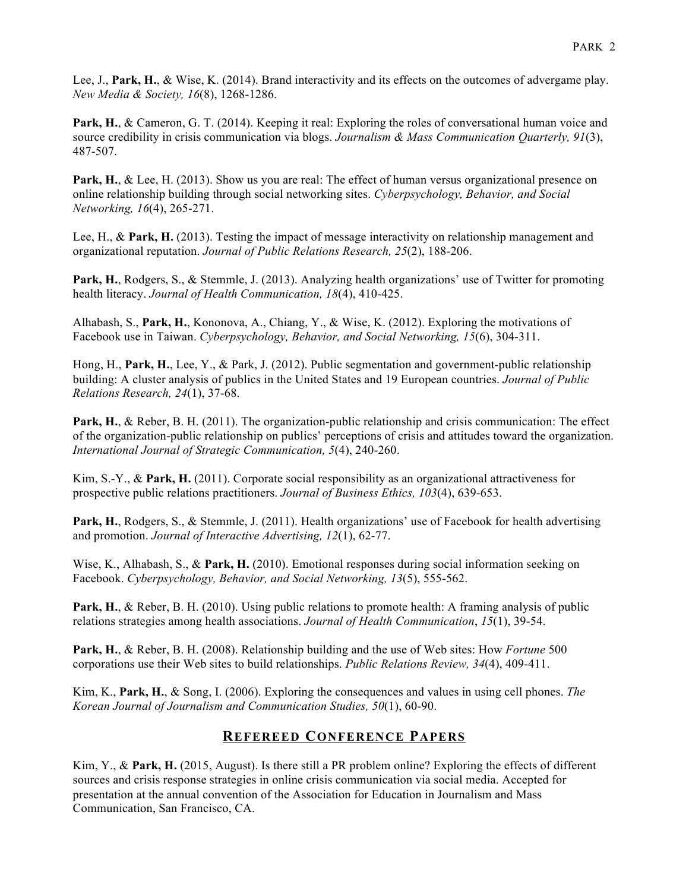Lee, J., **Park, H.**, & Wise, K. (2014). Brand interactivity and its effects on the outcomes of advergame play. *New Media & Society, 16*(8), 1268-1286.

**Park, H.**, & Cameron, G. T. (2014). Keeping it real: Exploring the roles of conversational human voice and source credibility in crisis communication via blogs. *Journalism & Mass Communication Quarterly, 91*(3), 487-507.

**Park, H.**, & Lee, H. (2013). Show us you are real: The effect of human versus organizational presence on online relationship building through social networking sites. *Cyberpsychology, Behavior, and Social Networking, 16*(4), 265-271.

Lee, H., & **Park, H.** (2013). Testing the impact of message interactivity on relationship management and organizational reputation. *Journal of Public Relations Research, 25*(2), 188-206.

**Park, H.**, Rodgers, S., & Stemmle, J. (2013). Analyzing health organizations' use of Twitter for promoting health literacy. *Journal of Health Communication, 18*(4), 410-425.

Alhabash, S., **Park, H.**, Kononova, A., Chiang, Y., & Wise, K. (2012). Exploring the motivations of Facebook use in Taiwan. *Cyberpsychology, Behavior, and Social Networking, 15*(6), 304-311.

Hong, H., **Park, H.**, Lee, Y., & Park, J. (2012). Public segmentation and government-public relationship building: A cluster analysis of publics in the United States and 19 European countries. *Journal of Public Relations Research, 24*(1), 37-68.

**Park, H.**, & Reber, B. H. (2011). The organization-public relationship and crisis communication: The effect of the organization-public relationship on publics' perceptions of crisis and attitudes toward the organization. *International Journal of Strategic Communication, 5*(4), 240-260.

Kim, S.-Y., & **Park, H.** (2011). Corporate social responsibility as an organizational attractiveness for prospective public relations practitioners. *Journal of Business Ethics, 103*(4), 639-653.

**Park, H.**, Rodgers, S., & Stemmle, J. (2011). Health organizations' use of Facebook for health advertising and promotion. *Journal of Interactive Advertising, 12*(1), 62-77.

Wise, K., Alhabash, S., & **Park, H.** (2010). Emotional responses during social information seeking on Facebook. *Cyberpsychology, Behavior, and Social Networking, 13*(5), 555-562.

**Park, H.**, & Reber, B. H. (2010). Using public relations to promote health: A framing analysis of public relations strategies among health associations. *Journal of Health Communication*, *15*(1), 39-54.

**Park, H.**, & Reber, B. H. (2008). Relationship building and the use of Web sites: How *Fortune* 500 corporations use their Web sites to build relationships. *Public Relations Review, 34*(4), 409-411.

Kim, K., **Park, H.**, & Song, I. (2006). Exploring the consequences and values in using cell phones. *The Korean Journal of Journalism and Communication Studies, 50*(1), 60-90.

## REFEREED CONFERENCE PAPERS

Kim, Y., & **Park, H.** (2015, August). Is there still a PR problem online? Exploring the effects of different sources and crisis response strategies in online crisis communication via social media. Accepted for presentation at the annual convention of the Association for Education in Journalism and Mass Communication, San Francisco, CA.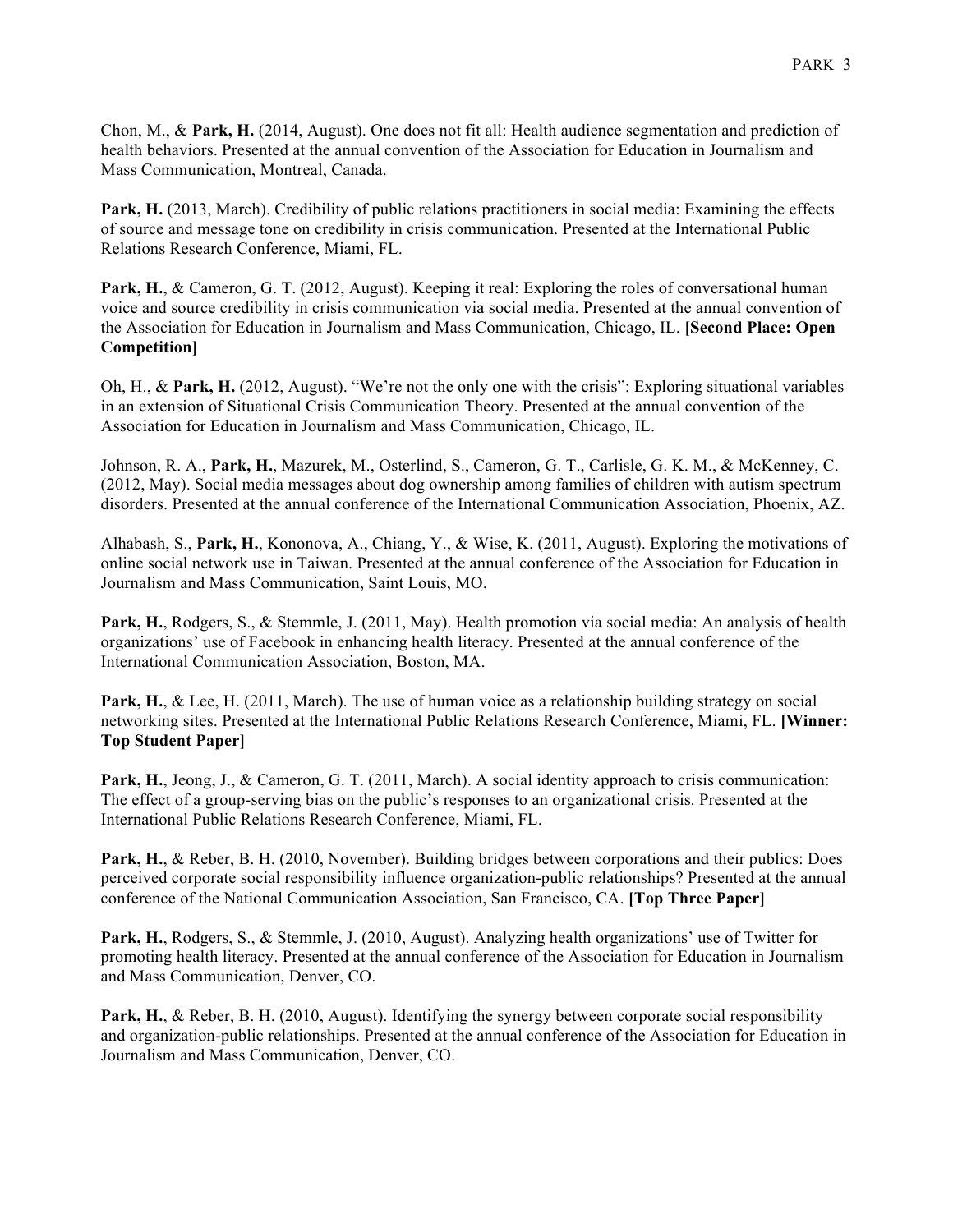Chon, M., & **Park, H.** (2014, August). One does not fit all: Health audience segmentation and prediction of health behaviors. Presented at the annual convention of the Association for Education in Journalism and Mass Communication, Montreal, Canada.

**Park, H.** (2013, March). Credibility of public relations practitioners in social media: Examining the effects of source and message tone on credibility in crisis communication. Presented at the International Public Relations Research Conference, Miami, FL.

**Park, H.**, & Cameron, G. T. (2012, August). Keeping it real: Exploring the roles of conversational human voice and source credibility in crisis communication via social media. Presented at the annual convention of the Association for Education in Journalism and Mass Communication, Chicago, IL. **[Second Place: Open Competition]**

Oh, H., & **Park, H.** (2012, August). "We're not the only one with the crisis": Exploring situational variables in an extension of Situational Crisis Communication Theory. Presented at the annual convention of the Association for Education in Journalism and Mass Communication, Chicago, IL.

Johnson, R. A., **Park, H.**, Mazurek, M., Osterlind, S., Cameron, G. T., Carlisle, G. K. M., & McKenney, C. (2012, May). Social media messages about dog ownership among families of children with autism spectrum disorders. Presented at the annual conference of the International Communication Association, Phoenix, AZ.

Alhabash, S., **Park, H.**, Kononova, A., Chiang, Y., & Wise, K. (2011, August). Exploring the motivations of online social network use in Taiwan. Presented at the annual conference of the Association for Education in Journalism and Mass Communication, Saint Louis, MO.

**Park, H.**, Rodgers, S., & Stemmle, J. (2011, May). Health promotion via social media: An analysis of health organizations' use of Facebook in enhancing health literacy. Presented at the annual conference of the International Communication Association, Boston, MA.

**Park, H.**, & Lee, H. (2011, March). The use of human voice as a relationship building strategy on social networking sites. Presented at the International Public Relations Research Conference, Miami, FL. **[Winner: Top Student Paper]**

**Park, H.**, Jeong, J., & Cameron, G. T. (2011, March). A social identity approach to crisis communication: The effect of a group-serving bias on the public's responses to an organizational crisis. Presented at the International Public Relations Research Conference, Miami, FL.

**Park, H.**, & Reber, B. H. (2010, November). Building bridges between corporations and their publics: Does perceived corporate social responsibility influence organization-public relationships? Presented at the annual conference of the National Communication Association, San Francisco, CA. **[Top Three Paper]**

**Park, H.**, Rodgers, S., & Stemmle, J. (2010, August). Analyzing health organizations' use of Twitter for promoting health literacy. Presented at the annual conference of the Association for Education in Journalism and Mass Communication, Denver, CO.

**Park, H.**, & Reber, B. H. (2010, August). Identifying the synergy between corporate social responsibility and organization-public relationships. Presented at the annual conference of the Association for Education in Journalism and Mass Communication, Denver, CO.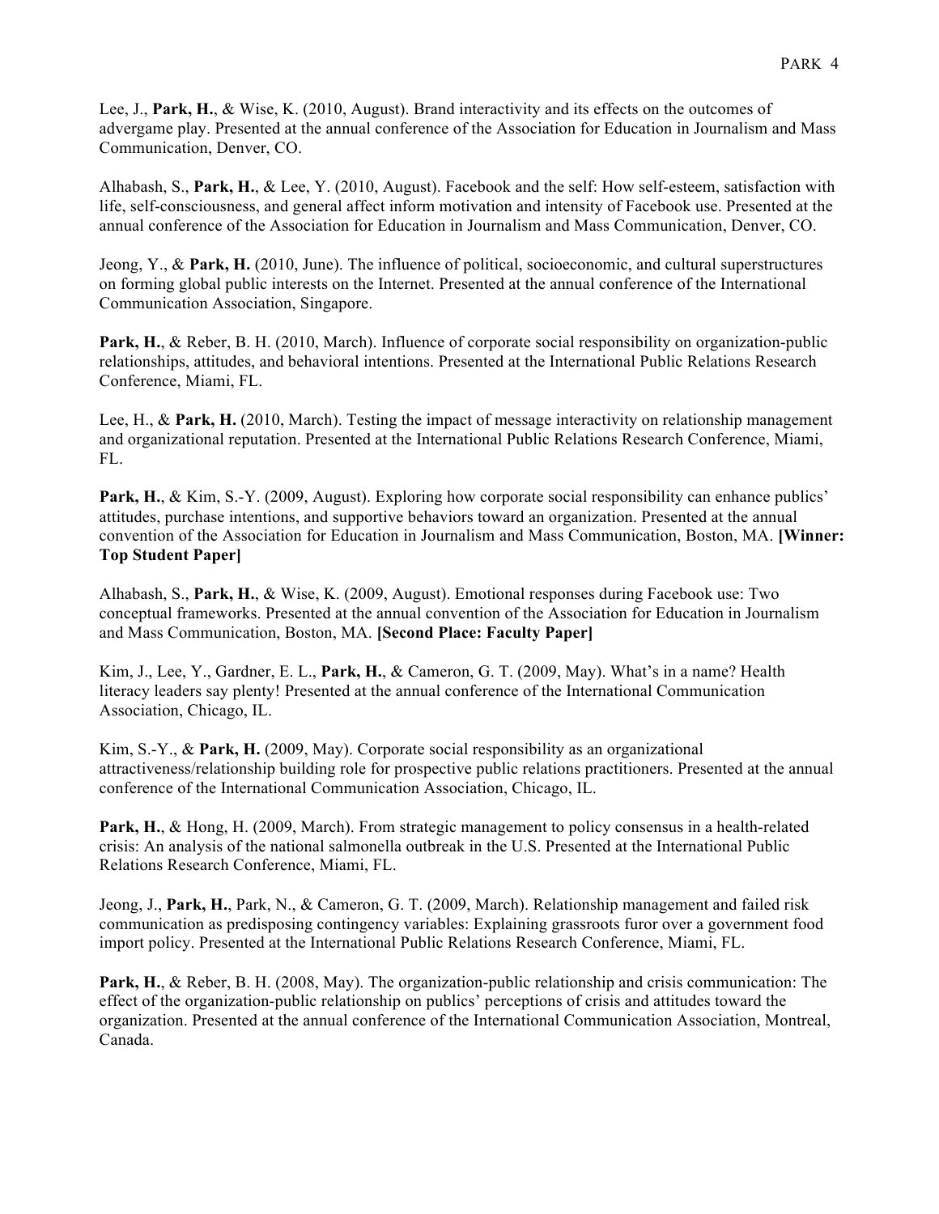Lee, J., **Park, H.**, & Wise, K. (2010, August). Brand interactivity and its effects on the outcomes of advergame play. Presented at the annual conference of the Association for Education in Journalism and Mass Communication, Denver, CO.

Alhabash, S., **Park, H.**, & Lee, Y. (2010, August). Facebook and the self: How self-esteem, satisfaction with life, self-consciousness, and general affect inform motivation and intensity of Facebook use. Presented at the annual conference of the Association for Education in Journalism and Mass Communication, Denver, CO.

Jeong, Y., & **Park, H.** (2010, June). The influence of political, socioeconomic, and cultural superstructures on forming global public interests on the Internet. Presented at the annual conference of the International Communication Association, Singapore.

**Park, H.**, & Reber, B. H. (2010, March). Influence of corporate social responsibility on organization-public relationships, attitudes, and behavioral intentions. Presented at the International Public Relations Research Conference, Miami, FL.

Lee, H., & **Park, H.** (2010, March). Testing the impact of message interactivity on relationship management and organizational reputation. Presented at the International Public Relations Research Conference, Miami, FL.

**Park, H.**, & Kim, S.-Y. (2009, August). Exploring how corporate social responsibility can enhance publics' attitudes, purchase intentions, and supportive behaviors toward an organization. Presented at the annual convention of the Association for Education in Journalism and Mass Communication, Boston, MA. **[Winner: Top Student Paper]**

Alhabash, S., **Park, H.**, & Wise, K. (2009, August). Emotional responses during Facebook use: Two conceptual frameworks. Presented at the annual convention of the Association for Education in Journalism and Mass Communication, Boston, MA. **[Second Place: Faculty Paper]**

Kim, J., Lee, Y., Gardner, E. L., **Park, H.**, & Cameron, G. T. (2009, May). What's in a name? Health literacy leaders say plenty! Presented at the annual conference of the International Communication Association, Chicago, IL.

Kim, S.-Y., & **Park, H.** (2009, May). Corporate social responsibility as an organizational attractiveness/relationship building role for prospective public relations practitioners. Presented at the annual conference of the International Communication Association, Chicago, IL.

**Park, H.**, & Hong, H. (2009, March). From strategic management to policy consensus in a health-related crisis: An analysis of the national salmonella outbreak in the U.S. Presented at the International Public Relations Research Conference, Miami, FL.

Jeong, J., **Park, H.**, Park, N., & Cameron, G. T. (2009, March). Relationship management and failed risk communication as predisposing contingency variables: Explaining grassroots furor over a government food import policy. Presented at the International Public Relations Research Conference, Miami, FL.

**Park, H.**, & Reber, B. H. (2008, May). The organization-public relationship and crisis communication: The effect of the organization-public relationship on publics' perceptions of crisis and attitudes toward the organization. Presented at the annual conference of the International Communication Association, Montreal, Canada.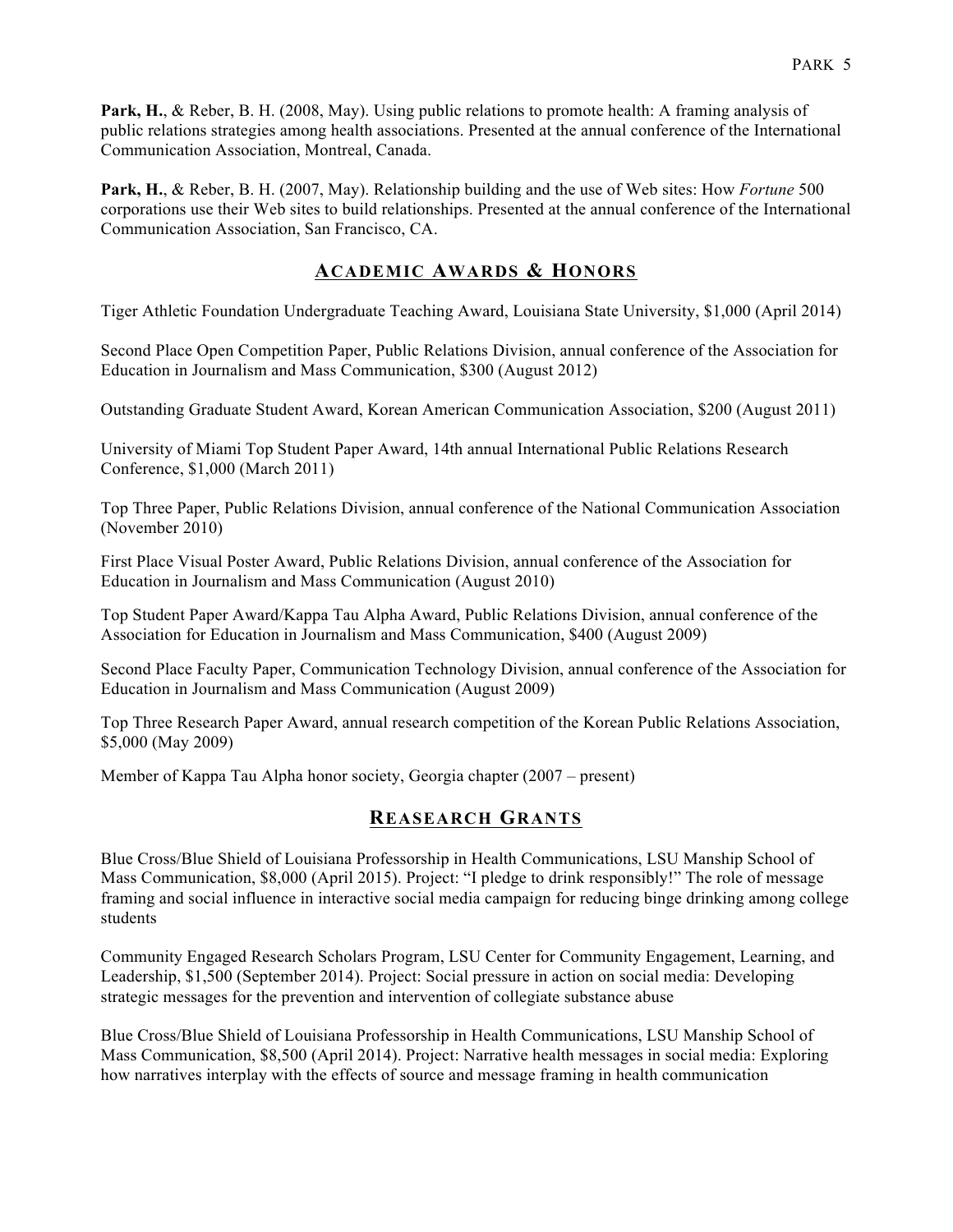**Park, H.**, & Reber, B. H. (2008, May). Using public relations to promote health: A framing analysis of public relations strategies among health associations. Presented at the annual conference of the International Communication Association, Montreal, Canada.

**Park, H.**, & Reber, B. H. (2007, May). Relationship building and the use of Web sites: How *Fortune* 500 corporations use their Web sites to build relationships. Presented at the annual conference of the International Communication Association, San Francisco, CA.

## ACADEMIC AWARDS & HONORS

Tiger Athletic Foundation Undergraduate Teaching Award, Louisiana State University, $1,000 (April 2014)

Second Place Open Competition Paper, Public Relations Division, annual conference of the Association for Education in Journalism and Mass Communication, $300 (August 2012)

Outstanding Graduate Student Award, Korean American Communication Association, $200 (August 2011)

University of Miami Top Student Paper Award, 14th annual International Public Relations Research Conference, $1,000 (March 2011)

Top Three Paper, Public Relations Division, annual conference of the National Communication Association (November 2010)

First Place Visual Poster Award, Public Relations Division, annual conference of the Association for Education in Journalism and Mass Communication (August 2010)

Top Student Paper Award/Kappa Tau Alpha Award, Public Relations Division, annual conference of the Association for Education in Journalism and Mass Communication, $400 (August 2009)

Second Place Faculty Paper, Communication Technology Division, annual conference of the Association for Education in Journalism and Mass Communication (August 2009)

Top Three Research Paper Award, annual research competition of the Korean Public Relations Association, $5,000 (May 2009)

Member of Kappa Tau Alpha honor society, Georgia chapter (2007 – present)

## REASEARCH GRANTS

Blue Cross/Blue Shield of Louisiana Professorship in Health Communications, LSU Manship School of Mass Communication, $8,000 (April 2015). Project: "I pledge to drink responsibly!" The role of message framing and social influence in interactive social media campaign for reducing binge drinking among college students

Community Engaged Research Scholars Program, LSU Center for Community Engagement, Learning, and Leadership, $1,500 (September 2014). Project: Social pressure in action on social media: Developing strategic messages for the prevention and intervention of collegiate substance abuse

Blue Cross/Blue Shield of Louisiana Professorship in Health Communications, LSU Manship School of Mass Communication, $8,500 (April 2014). Project: Narrative health messages in social media: Exploring how narratives interplay with the effects of source and message framing in health communication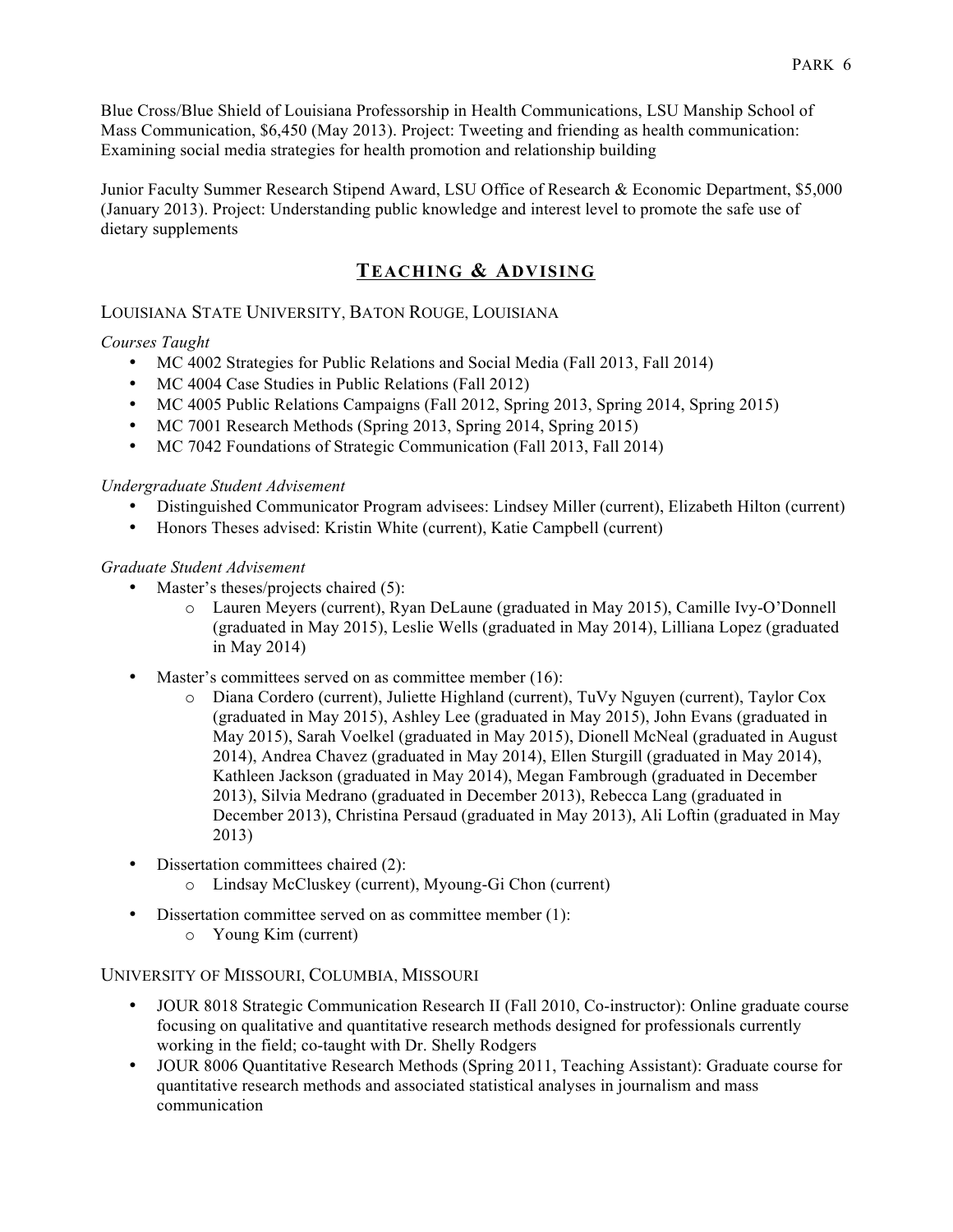Blue Cross/Blue Shield of Louisiana Professorship in Health Communications, LSU Manship School of Mass Communication, $6,450 (May 2013). Project: Tweeting and friending as health communication: Examining social media strategies for health promotion and relationship building

Junior Faculty Summer Research Stipend Award, LSU Office of Research & Economic Department, $5,000 (January 2013). Project: Understanding public knowledge and interest level to promote the safe use of dietary supplements

## TEACHING & ADVISING

### LOUISIANA STATE UNIVERSITY, BATON ROUGE, LOUISIANA

*Courses Taught*

- MC 4002 Strategies for Public Relations and Social Media (Fall 2013, Fall 2014)
- MC 4004 Case Studies in Public Relations (Fall 2012)
- MC 4005 Public Relations Campaigns (Fall 2012, Spring 2013, Spring 2014, Spring 2015)
- MC 7001 Research Methods (Spring 2013, Spring 2014, Spring 2015)
- MC 7042 Foundations of Strategic Communication (Fall 2013, Fall 2014)

*Undergraduate Student Advisement*

- Distinguished Communicator Program advisees: Lindsey Miller (current), Elizabeth Hilton (current)
- Honors Theses advised: Kristin White (current), Katie Campbell (current)

*Graduate Student Advisement*

- Master's theses/projects chaired (5):
  - Lauren Meyers (current), Ryan DeLaune (graduated in May 2015), Camille Ivy-O'Donnell (graduated in May 2015), Leslie Wells (graduated in May 2014), Lilliana Lopez (graduated in May 2014)
- Master's committees served on as committee member (16):
  - Diana Cordero (current), Juliette Highland (current), TuVy Nguyen (current), Taylor Cox (graduated in May 2015), Ashley Lee (graduated in May 2015), John Evans (graduated in May 2015), Sarah Voelkel (graduated in May 2015), Dionell McNeal (graduated in August 2014), Andrea Chavez (graduated in May 2014), Ellen Sturgill (graduated in May 2014), Kathleen Jackson (graduated in May 2014), Megan Fambrough (graduated in December 2013), Silvia Medrano (graduated in December 2013), Rebecca Lang (graduated in December 2013), Christina Persaud (graduated in May 2013), Ali Loftin (graduated in May 2013)
- Dissertation committees chaired (2):
  - Lindsay McCluskey (current), Myoung-Gi Chon (current)
- Dissertation committee served on as committee member (1):
  - Young Kim (current)

### UNIVERSITY OF MISSOURI, COLUMBIA, MISSOURI

- JOUR 8018 Strategic Communication Research II (Fall 2010, Co-instructor): Online graduate course focusing on qualitative and quantitative research methods designed for professionals currently working in the field; co-taught with Dr. Shelly Rodgers
- JOUR 8006 Quantitative Research Methods (Spring 2011, Teaching Assistant): Graduate course for quantitative research methods and associated statistical analyses in journalism and mass communication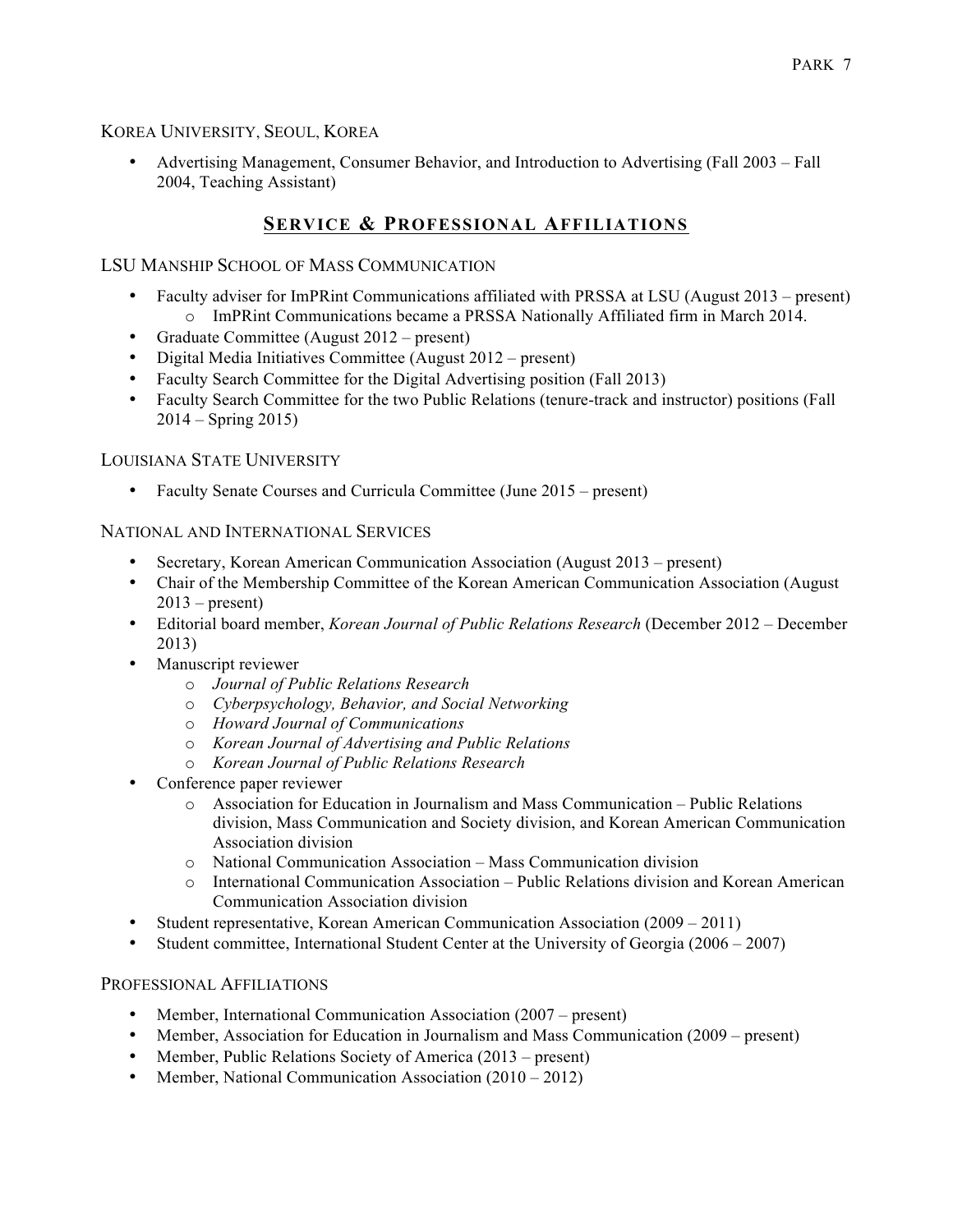KOREA UNIVERSITY, SEOUL, KOREA

- Advertising Management, Consumer Behavior, and Introduction to Advertising (Fall 2003 – Fall 2004, Teaching Assistant)

## SERVICE & PROFESSIONAL AFFILIATIONS

LSU MANSHIP SCHOOL OF MASS COMMUNICATION

- Faculty adviser for ImPRint Communications affiliated with PRSSA at LSU (August 2013 – present)
  - ImPRint Communications became a PRSSA Nationally Affiliated firm in March 2014.
- Graduate Committee (August 2012 – present)
- Digital Media Initiatives Committee (August 2012 – present)
- Faculty Search Committee for the Digital Advertising position (Fall 2013)
- Faculty Search Committee for the two Public Relations (tenure-track and instructor) positions (Fall 2014 – Spring 2015)

LOUISIANA STATE UNIVERSITY

- Faculty Senate Courses and Curricula Committee (June 2015 – present)

NATIONAL AND INTERNATIONAL SERVICES

- Secretary, Korean American Communication Association (August 2013 – present)
- Chair of the Membership Committee of the Korean American Communication Association (August 2013 – present)
- Editorial board member, *Korean Journal of Public Relations Research* (December 2012 – December 2013)
- Manuscript reviewer
  - *Journal of Public Relations Research*
  - *Cyberpsychology, Behavior, and Social Networking*
  - *Howard Journal of Communications*
  - *Korean Journal of Advertising and Public Relations*
  - *Korean Journal of Public Relations Research*
- Conference paper reviewer
  - Association for Education in Journalism and Mass Communication – Public Relations division, Mass Communication and Society division, and Korean American Communication Association division
  - National Communication Association – Mass Communication division
  - International Communication Association – Public Relations division and Korean American Communication Association division
- Student representative, Korean American Communication Association (2009 – 2011)
- Student committee, International Student Center at the University of Georgia (2006 – 2007)

PROFESSIONAL AFFILIATIONS

- Member, International Communication Association (2007 – present)
- Member, Association for Education in Journalism and Mass Communication (2009 – present)
- Member, Public Relations Society of America (2013 – present)
- Member, National Communication Association (2010 – 2012)